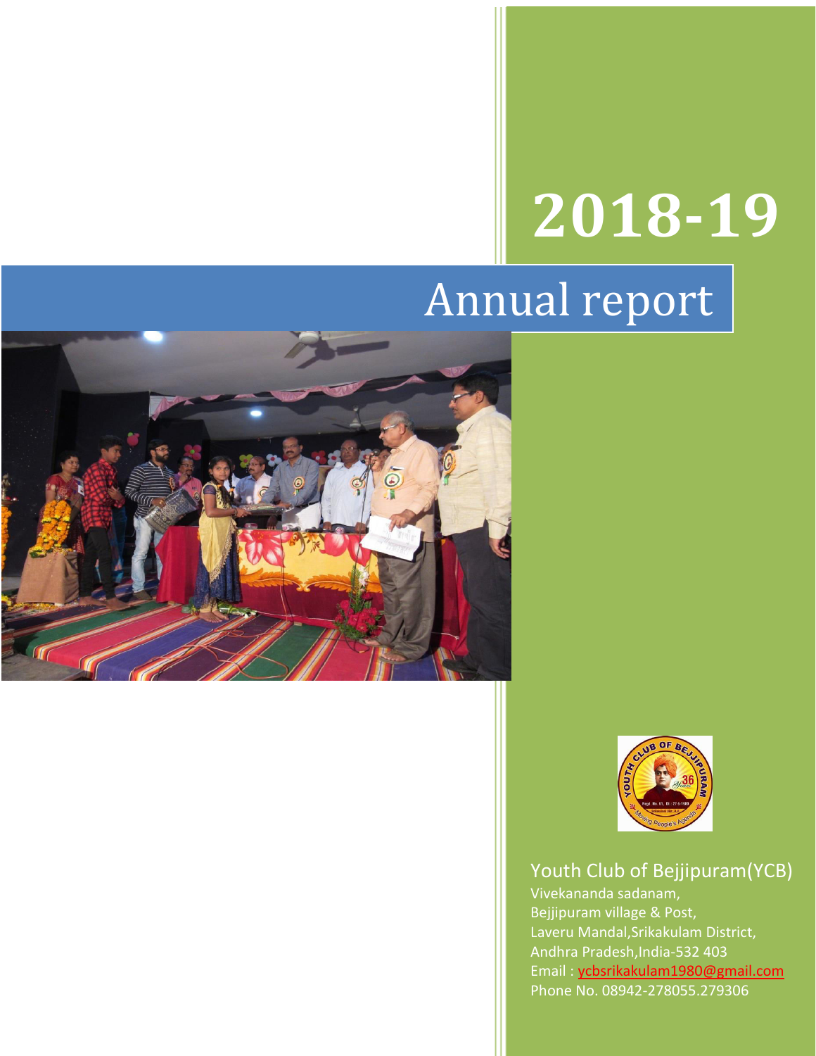# 2018-19

# Annual report

## Youth Club of Bejjipuram(YCB)

Vivekananda sadanam,
Bejjipuram village & Post,
Laveru Mandal,Srikakulam District,
Andhra Pradesh,India-532 403
Email : ycbsrikakulam1980@gmail.com
Phone No. 08942-278055.279306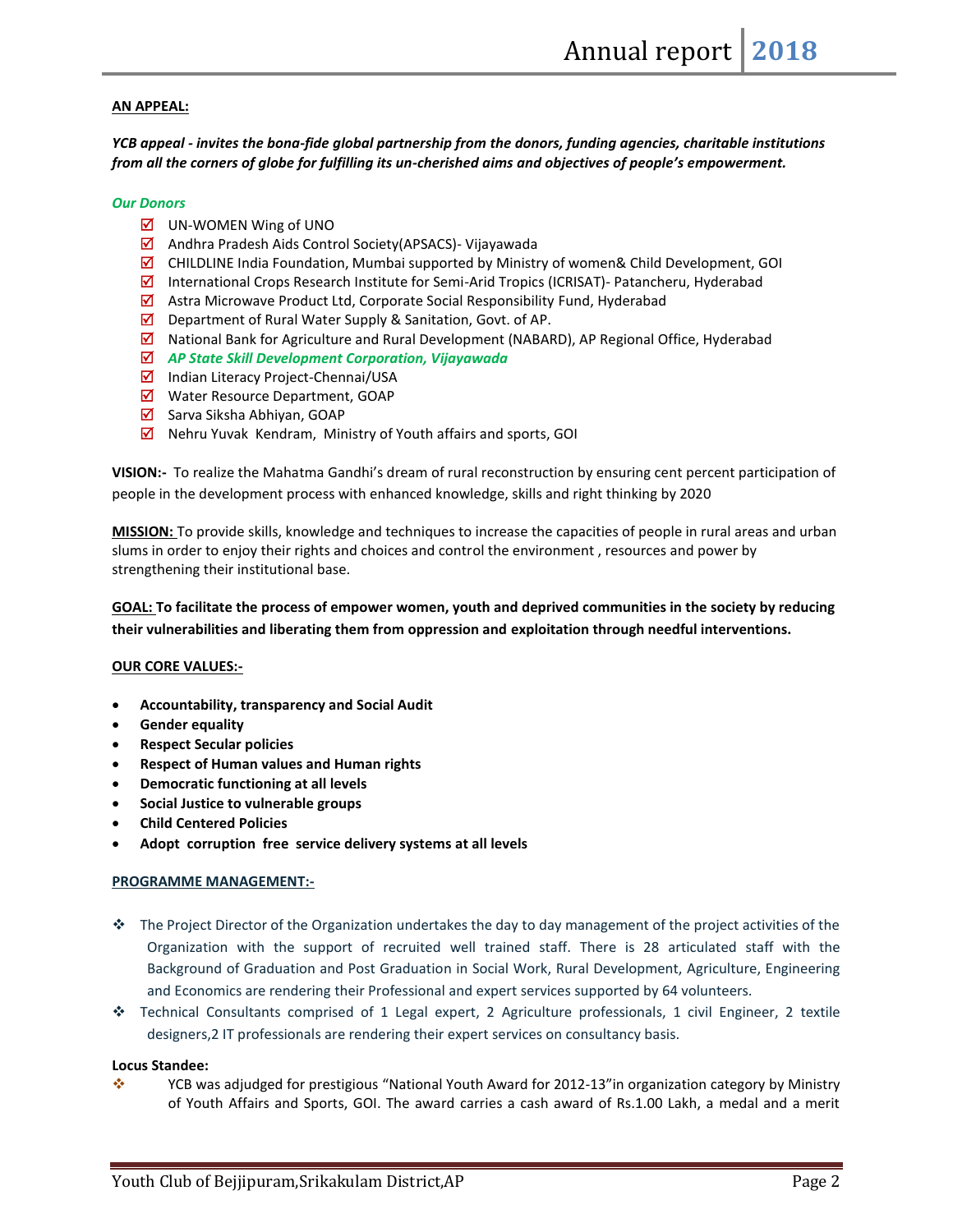**AN APPEAL:**

***YCB appeal - invites the bona-fide global partnership from the donors, funding agencies, charitable institutions from all the corners of globe for fulfilling its un-cherished aims and objectives of people's empowerment.***

*Our Donors*

- UN-WOMEN Wing of UNO
- Andhra Pradesh Aids Control Society(APSACS)- Vijayawada
- CHILDLINE India Foundation, Mumbai supported by Ministry of women& Child Development, GOI
- International Crops Research Institute for Semi-Arid Tropics (ICRISAT)- Patancheru, Hyderabad
- Astra Microwave Product Ltd, Corporate Social Responsibility Fund, Hyderabad
- Department of Rural Water Supply & Sanitation, Govt. of AP.
- National Bank for Agriculture and Rural Development (NABARD), AP Regional Office, Hyderabad
- ***AP State Skill Development Corporation, Vijayawada***
- Indian Literacy Project-Chennai/USA
- Water Resource Department, GOAP
- Sarva Siksha Abhiyan, GOAP
- Nehru Yuvak Kendram, Ministry of Youth affairs and sports, GOI

**VISION:-** To realize the Mahatma Gandhi's dream of rural reconstruction by ensuring cent percent participation of people in the development process with enhanced knowledge, skills and right thinking by 2020

**MISSION:** To provide skills, knowledge and techniques to increase the capacities of people in rural areas and urban slums in order to enjoy their rights and choices and control the environment , resources and power by strengthening their institutional base.

**GOAL: To facilitate the process of empower women, youth and deprived communities in the society by reducing their vulnerabilities and liberating them from oppression and exploitation through needful interventions.**

**OUR CORE VALUES:-**

- **Accountability, transparency and Social Audit**
- **Gender equality**
- **Respect Secular policies**
- **Respect of Human values and Human rights**
- **Democratic functioning at all levels**
- **Social Justice to vulnerable groups**
- **Child Centered Policies**
- **Adopt corruption free service delivery systems at all levels**

**PROGRAMME MANAGEMENT:-**

- The Project Director of the Organization undertakes the day to day management of the project activities of the Organization with the support of recruited well trained staff. There is 28 articulated staff with the Background of Graduation and Post Graduation in Social Work, Rural Development, Agriculture, Engineering and Economics are rendering their Professional and expert services supported by 64 volunteers.
- Technical Consultants comprised of 1 Legal expert, 2 Agriculture professionals, 1 civil Engineer, 2 textile designers,2 IT professionals are rendering their expert services on consultancy basis.

**Locus Standee:**

- YCB was adjudged for prestigious "National Youth Award for 2012-13"in organization category by Ministry of Youth Affairs and Sports, GOI. The award carries a cash award of Rs.1.00 Lakh, a medal and a merit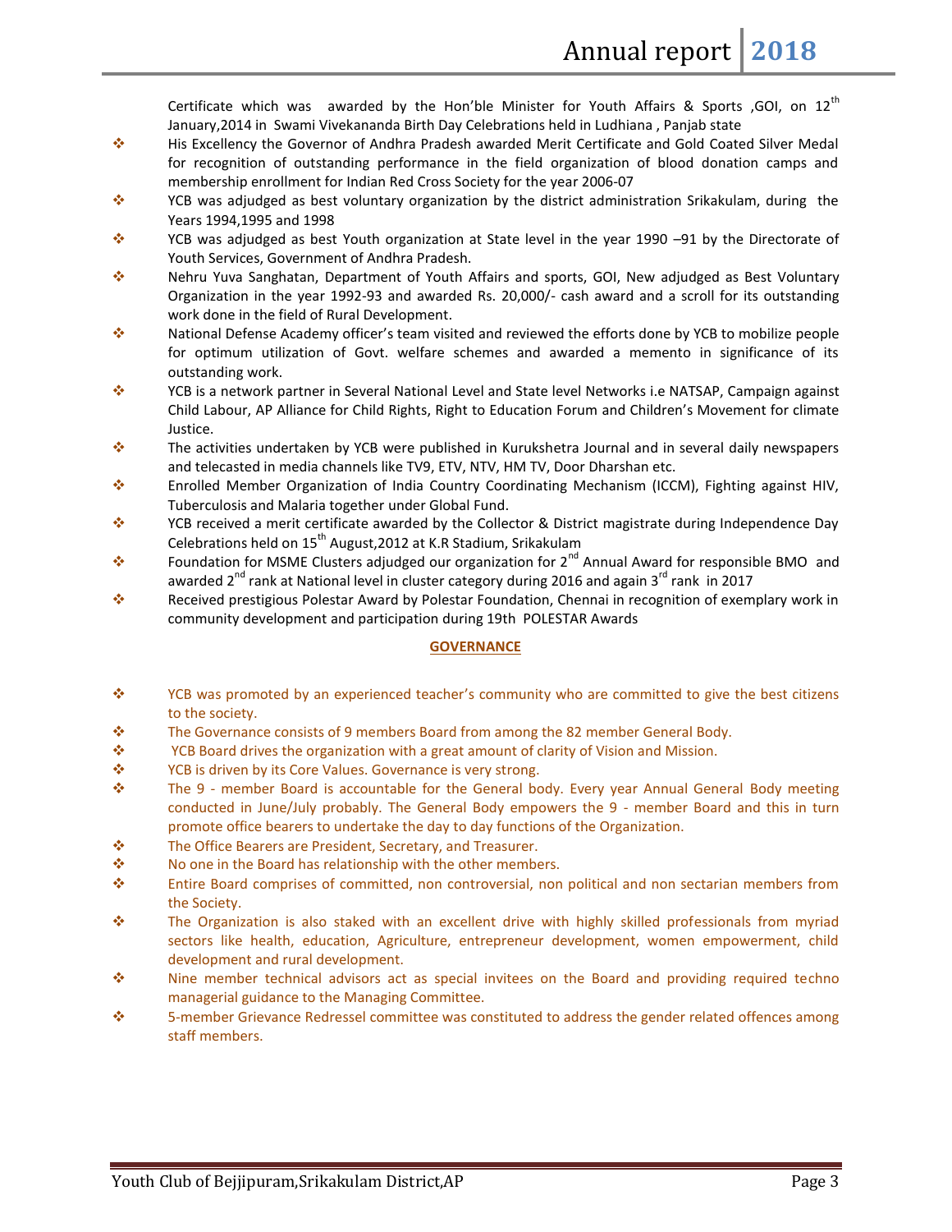Certificate which was awarded by the Hon'ble Minister for Youth Affairs & Sports ,GOI, on 12th January,2014 in Swami Vivekananda Birth Day Celebrations held in Ludhiana , Panjab state

- His Excellency the Governor of Andhra Pradesh awarded Merit Certificate and Gold Coated Silver Medal for recognition of outstanding performance in the field organization of blood donation camps and membership enrollment for Indian Red Cross Society for the year 2006-07
- YCB was adjudged as best voluntary organization by the district administration Srikakulam, during the Years 1994,1995 and 1998
- YCB was adjudged as best Youth organization at State level in the year 1990 –91 by the Directorate of Youth Services, Government of Andhra Pradesh.
- Nehru Yuva Sanghatan, Department of Youth Affairs and sports, GOI, New adjudged as Best Voluntary Organization in the year 1992-93 and awarded Rs. 20,000/- cash award and a scroll for its outstanding work done in the field of Rural Development.
- National Defense Academy officer's team visited and reviewed the efforts done by YCB to mobilize people for optimum utilization of Govt. welfare schemes and awarded a memento in significance of its outstanding work.
- YCB is a network partner in Several National Level and State level Networks i.e NATSAP, Campaign against Child Labour, AP Alliance for Child Rights, Right to Education Forum and Children's Movement for climate Justice.
- The activities undertaken by YCB were published in Kurukshetra Journal and in several daily newspapers and telecasted in media channels like TV9, ETV, NTV, HM TV, Door Dharshan etc.
- Enrolled Member Organization of India Country Coordinating Mechanism (ICCM), Fighting against HIV, Tuberculosis and Malaria together under Global Fund.
- YCB received a merit certificate awarded by the Collector & District magistrate during Independence Day Celebrations held on 15th August,2012 at K.R Stadium, Srikakulam
- Foundation for MSME Clusters adjudged our organization for 2nd Annual Award for responsible BMO and awarded 2nd rank at National level in cluster category during 2016 and again 3rd rank in 2017
- Received prestigious Polestar Award by Polestar Foundation, Chennai in recognition of exemplary work in community development and participation during 19th POLESTAR Awards

## GOVERNANCE

- YCB was promoted by an experienced teacher's community who are committed to give the best citizens to the society.
- The Governance consists of 9 members Board from among the 82 member General Body.
- YCB Board drives the organization with a great amount of clarity of Vision and Mission.
- YCB is driven by its Core Values. Governance is very strong.
- The 9 - member Board is accountable for the General body. Every year Annual General Body meeting conducted in June/July probably. The General Body empowers the 9 - member Board and this in turn promote office bearers to undertake the day to day functions of the Organization.
- The Office Bearers are President, Secretary, and Treasurer.
- No one in the Board has relationship with the other members.
- Entire Board comprises of committed, non controversial, non political and non sectarian members from the Society.
- The Organization is also staked with an excellent drive with highly skilled professionals from myriad sectors like health, education, Agriculture, entrepreneur development, women empowerment, child development and rural development.
- Nine member technical advisors act as special invitees on the Board and providing required techno managerial guidance to the Managing Committee.
- 5-member Grievance Redressel committee was constituted to address the gender related offences among staff members.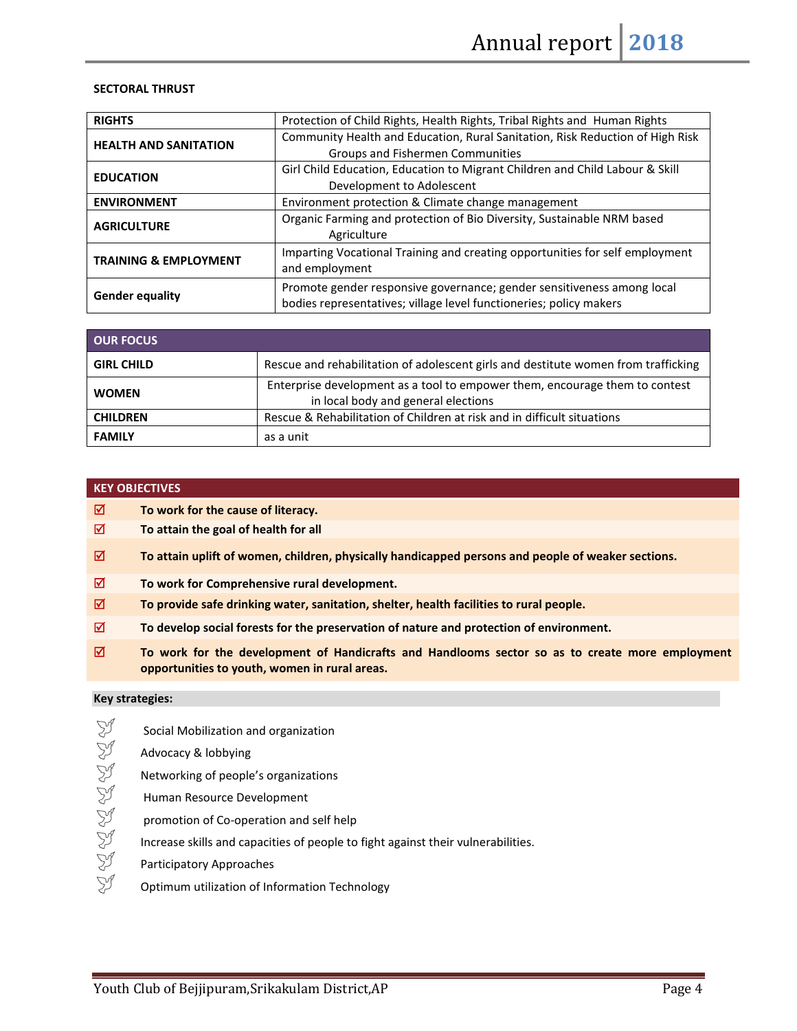**SECTORAL THRUST**

| | |
|---|---|
| **RIGHTS** | Protection of Child Rights, Health Rights, Tribal Rights and Human Rights |
| **HEALTH AND SANITATION** | Community Health and Education, Rural Sanitation, Risk Reduction of High Risk Groups and Fishermen Communities |
| **EDUCATION** | Girl Child Education, Education to Migrant Children and Child Labour & Skill Development to Adolescent |
| **ENVIRONMENT** | Environment protection & Climate change management |
| **AGRICULTURE** | Organic Farming and protection of Bio Diversity, Sustainable NRM based Agriculture |
| **TRAINING & EMPLOYMENT** | Imparting Vocational Training and creating opportunities for self employment and employment |
| **Gender equality** | Promote gender responsive governance; gender sensitiveness among local bodies representatives; village level functioneries; policy makers |

| **OUR FOCUS** | |
|---|---|
| **GIRL CHILD** | Rescue and rehabilitation of adolescent girls and destitute women from trafficking |
| **WOMEN** | Enterprise development as a tool to empower them, encourage them to contest in local body and general elections |
| **CHILDREN** | Rescue & Rehabilitation of Children at risk and in difficult situations |
| **FAMILY** | as a unit |

**KEY OBJECTIVES**

- ☑ **To work for the cause of literacy.**
- ☑ **To attain the goal of health for all**
- ☑ **To attain uplift of women, children, physically handicapped persons and people of weaker sections.**
- ☑ **To work for Comprehensive rural development.**
- ☑ **To provide safe drinking water, sanitation, shelter, health facilities to rural people.**
- ☑ **To develop social forests for the preservation of nature and protection of environment.**
- ☑ **To work for the development of Handicrafts and Handlooms sector so as to create more employment opportunities to youth, women in rural areas.**

**Key strategies:**

- Social Mobilization and organization
- Advocacy & lobbying
- Networking of people's organizations
- Human Resource Development
- promotion of Co-operation and self help
- Increase skills and capacities of people to fight against their vulnerabilities.
- Participatory Approaches
- Optimum utilization of Information Technology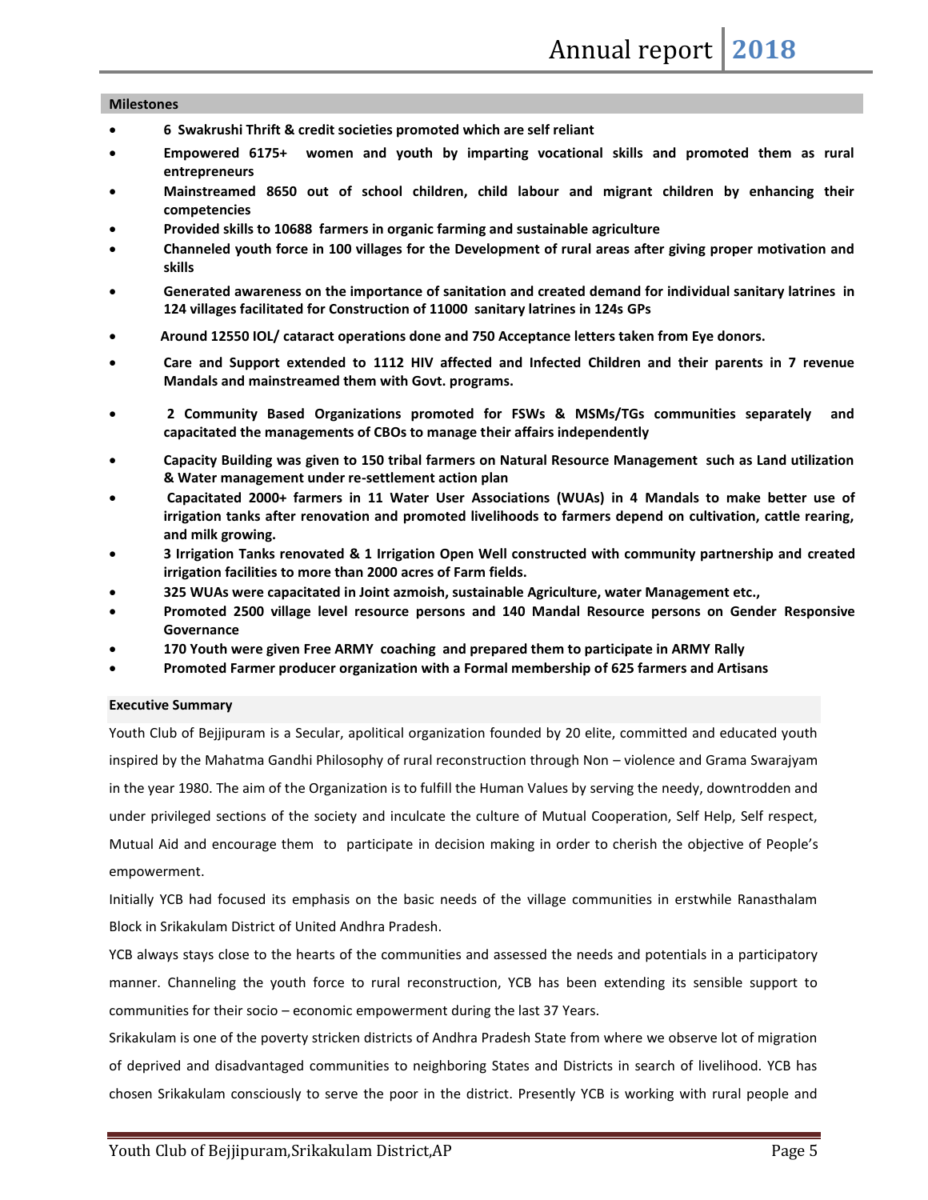## Milestones

- **6 Swakrushi Thrift & credit societies promoted which are self reliant**
- **Empowered 6175+ women and youth by imparting vocational skills and promoted them as rural entrepreneurs**
- **Mainstreamed 8650 out of school children, child labour and migrant children by enhancing their competencies**
- **Provided skills to 10688 farmers in organic farming and sustainable agriculture**
- **Channeled youth force in 100 villages for the Development of rural areas after giving proper motivation and skills**
- **Generated awareness on the importance of sanitation and created demand for individual sanitary latrines in 124 villages facilitated for Construction of 11000 sanitary latrines in 124s GPs**
- **Around 12550 IOL/ cataract operations done and 750 Acceptance letters taken from Eye donors.**
- **Care and Support extended to 1112 HIV affected and Infected Children and their parents in 7 revenue Mandals and mainstreamed them with Govt. programs.**
- **2 Community Based Organizations promoted for FSWs & MSMs/TGs communities separately and capacitated the managements of CBOs to manage their affairs independently**
- **Capacity Building was given to 150 tribal farmers on Natural Resource Management such as Land utilization & Water management under re-settlement action plan**
- **Capacitated 2000+ farmers in 11 Water User Associations (WUAs) in 4 Mandals to make better use of irrigation tanks after renovation and promoted livelihoods to farmers depend on cultivation, cattle rearing, and milk growing.**
- **3 Irrigation Tanks renovated & 1 Irrigation Open Well constructed with community partnership and created irrigation facilities to more than 2000 acres of Farm fields.**
- **325 WUAs were capacitated in Joint azmoish, sustainable Agriculture, water Management etc.,**
- **Promoted 2500 village level resource persons and 140 Mandal Resource persons on Gender Responsive Governance**
- **170 Youth were given Free ARMY coaching and prepared them to participate in ARMY Rally**
- **Promoted Farmer producer organization with a Formal membership of 625 farmers and Artisans**

## Executive Summary

Youth Club of Bejjipuram is a Secular, apolitical organization founded by 20 elite, committed and educated youth inspired by the Mahatma Gandhi Philosophy of rural reconstruction through Non – violence and Grama Swarajyam in the year 1980. The aim of the Organization is to fulfill the Human Values by serving the needy, downtrodden and under privileged sections of the society and inculcate the culture of Mutual Cooperation, Self Help, Self respect, Mutual Aid and encourage them to participate in decision making in order to cherish the objective of People's empowerment.

Initially YCB had focused its emphasis on the basic needs of the village communities in erstwhile Ranasthalam Block in Srikakulam District of United Andhra Pradesh.

YCB always stays close to the hearts of the communities and assessed the needs and potentials in a participatory manner. Channeling the youth force to rural reconstruction, YCB has been extending its sensible support to communities for their socio – economic empowerment during the last 37 Years.

Srikakulam is one of the poverty stricken districts of Andhra Pradesh State from where we observe lot of migration of deprived and disadvantaged communities to neighboring States and Districts in search of livelihood. YCB has chosen Srikakulam consciously to serve the poor in the district. Presently YCB is working with rural people and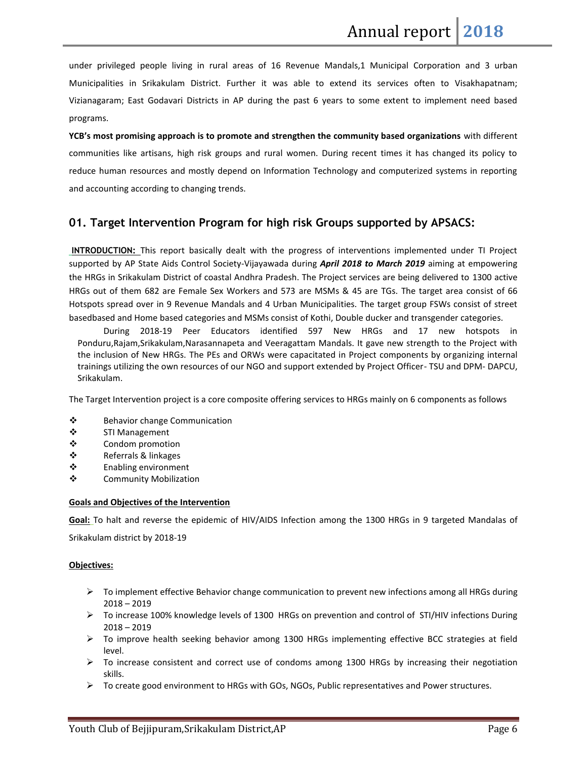under privileged people living in rural areas of 16 Revenue Mandals,1 Municipal Corporation and 3 urban Municipalities in Srikakulam District. Further it was able to extend its services often to Visakhapatnam; Vizianagaram; East Godavari Districts in AP during the past 6 years to some extent to implement need based programs.

**YCB's most promising approach is to promote and strengthen the community based organizations** with different communities like artisans, high risk groups and rural women. During recent times it has changed its policy to reduce human resources and mostly depend on Information Technology and computerized systems in reporting and accounting according to changing trends.

## 01. Target Intervention Program for high risk Groups supported by APSACS:

**INTRODUCTION:** This report basically dealt with the progress of interventions implemented under TI Project supported by AP State Aids Control Society-Vijayawada during ***April 2018 to March 2019*** aiming at empowering the HRGs in Srikakulam District of coastal Andhra Pradesh. The Project services are being delivered to 1300 active HRGs out of them 682 are Female Sex Workers and 573 are MSMs & 45 are TGs. The target area consist of 66 Hotspots spread over in 9 Revenue Mandals and 4 Urban Municipalities. The target group FSWs consist of street basedbased and Home based categories and MSMs consist of Kothi, Double ducker and transgender categories.

During 2018-19 Peer Educators identified 597 New HRGs and 17 new hotspots in Ponduru,Rajam,Srikakulam,Narasannapeta and Veeragattam Mandals. It gave new strength to the Project with the inclusion of New HRGs. The PEs and ORWs were capacitated in Project components by organizing internal trainings utilizing the own resources of our NGO and support extended by Project Officer- TSU and DPM- DAPCU, Srikakulam.

The Target Intervention project is a core composite offering services to HRGs mainly on 6 components as follows

- Behavior change Communication
- STI Management
- Condom promotion
- Referrals & linkages
- Enabling environment
- Community Mobilization

**Goals and Objectives of the Intervention**

**Goal:** To halt and reverse the epidemic of HIV/AIDS Infection among the 1300 HRGs in 9 targeted Mandalas of Srikakulam district by 2018-19

**Objectives:**

- To implement effective Behavior change communication to prevent new infections among all HRGs during 2018 – 2019
- To increase 100% knowledge levels of 1300 HRGs on prevention and control of STI/HIV infections During 2018 – 2019
- To improve health seeking behavior among 1300 HRGs implementing effective BCC strategies at field level.
- To increase consistent and correct use of condoms among 1300 HRGs by increasing their negotiation skills.
- To create good environment to HRGs with GOs, NGOs, Public representatives and Power structures.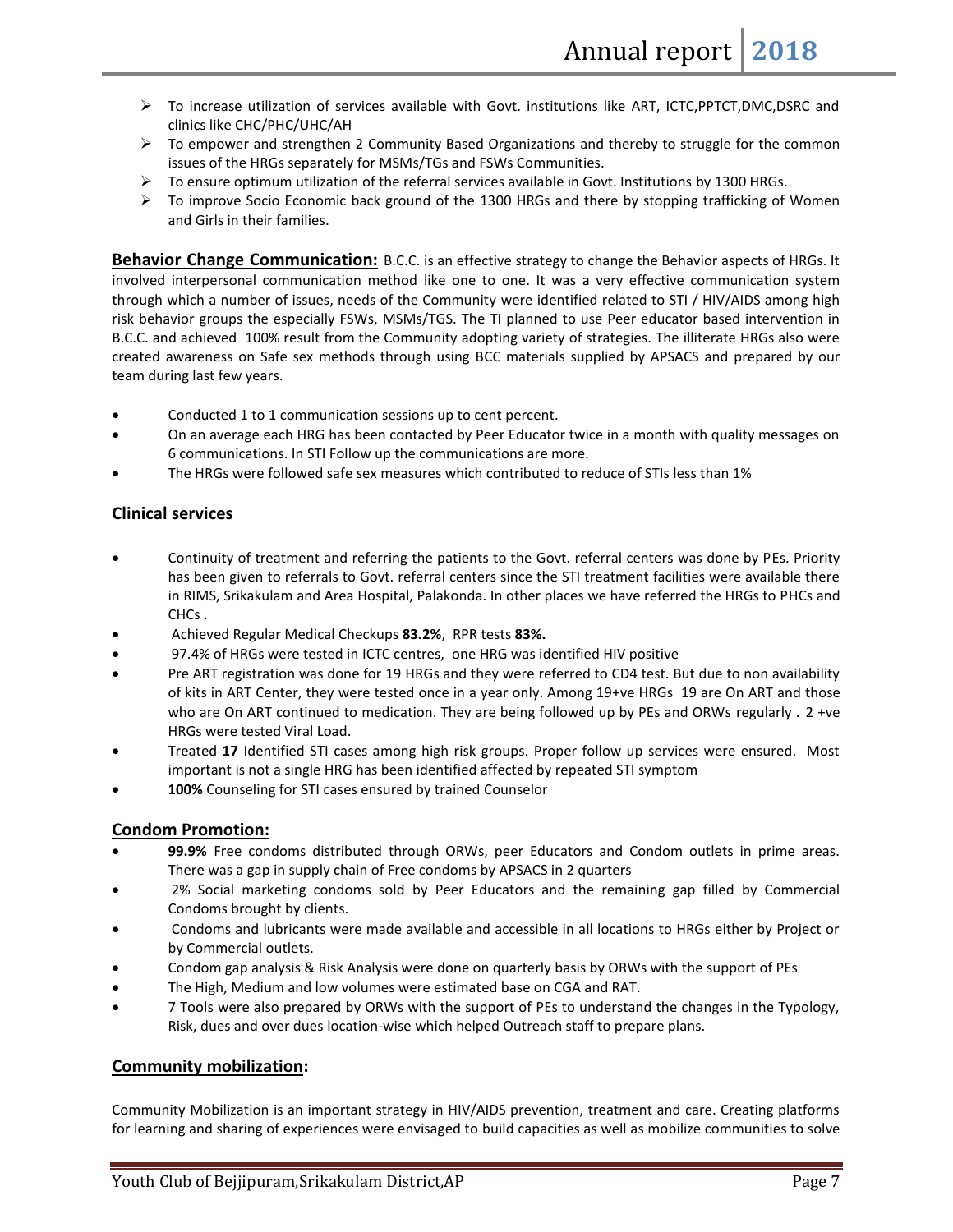- To increase utilization of services available with Govt. institutions like ART, ICTC,PPTCT,DMC,DSRC and clinics like CHC/PHC/UHC/AH
- To empower and strengthen 2 Community Based Organizations and thereby to struggle for the common issues of the HRGs separately for MSMs/TGs and FSWs Communities.
- To ensure optimum utilization of the referral services available in Govt. Institutions by 1300 HRGs.
- To improve Socio Economic back ground of the 1300 HRGs and there by stopping trafficking of Women and Girls in their families.

**Behavior Change Communication:** B.C.C. is an effective strategy to change the Behavior aspects of HRGs. It involved interpersonal communication method like one to one. It was a very effective communication system through which a number of issues, needs of the Community were identified related to STI / HIV/AIDS among high risk behavior groups the especially FSWs, MSMs/TGS. The TI planned to use Peer educator based intervention in B.C.C. and achieved 100% result from the Community adopting variety of strategies. The illiterate HRGs also were created awareness on Safe sex methods through using BCC materials supplied by APSACS and prepared by our team during last few years.

- Conducted 1 to 1 communication sessions up to cent percent.
- On an average each HRG has been contacted by Peer Educator twice in a month with quality messages on 6 communications. In STI Follow up the communications are more.
- The HRGs were followed safe sex measures which contributed to reduce of STIs less than 1%

## Clinical services

- Continuity of treatment and referring the patients to the Govt. referral centers was done by PEs. Priority has been given to referrals to Govt. referral centers since the STI treatment facilities were available there in RIMS, Srikakulam and Area Hospital, Palakonda. In other places we have referred the HRGs to PHCs and CHCs .
- Achieved Regular Medical Checkups **83.2%**, RPR tests **83%.**
- 97.4% of HRGs were tested in ICTC centres, one HRG was identified HIV positive
- Pre ART registration was done for 19 HRGs and they were referred to CD4 test. But due to non availability of kits in ART Center, they were tested once in a year only. Among 19+ve HRGs 19 are On ART and those who are On ART continued to medication. They are being followed up by PEs and ORWs regularly . 2 +ve HRGs were tested Viral Load.
- Treated **17** Identified STI cases among high risk groups. Proper follow up services were ensured. Most important is not a single HRG has been identified affected by repeated STI symptom
- **100%** Counseling for STI cases ensured by trained Counselor

## Condom Promotion:

- **99.9%** Free condoms distributed through ORWs, peer Educators and Condom outlets in prime areas. There was a gap in supply chain of Free condoms by APSACS in 2 quarters
- 2% Social marketing condoms sold by Peer Educators and the remaining gap filled by Commercial Condoms brought by clients.
- Condoms and lubricants were made available and accessible in all locations to HRGs either by Project or by Commercial outlets.
- Condom gap analysis & Risk Analysis were done on quarterly basis by ORWs with the support of PEs
- The High, Medium and low volumes were estimated base on CGA and RAT.
- 7 Tools were also prepared by ORWs with the support of PEs to understand the changes in the Typology, Risk, dues and over dues location-wise which helped Outreach staff to prepare plans.

## Community mobilization:

Community Mobilization is an important strategy in HIV/AIDS prevention, treatment and care. Creating platforms for learning and sharing of experiences were envisaged to build capacities as well as mobilize communities to solve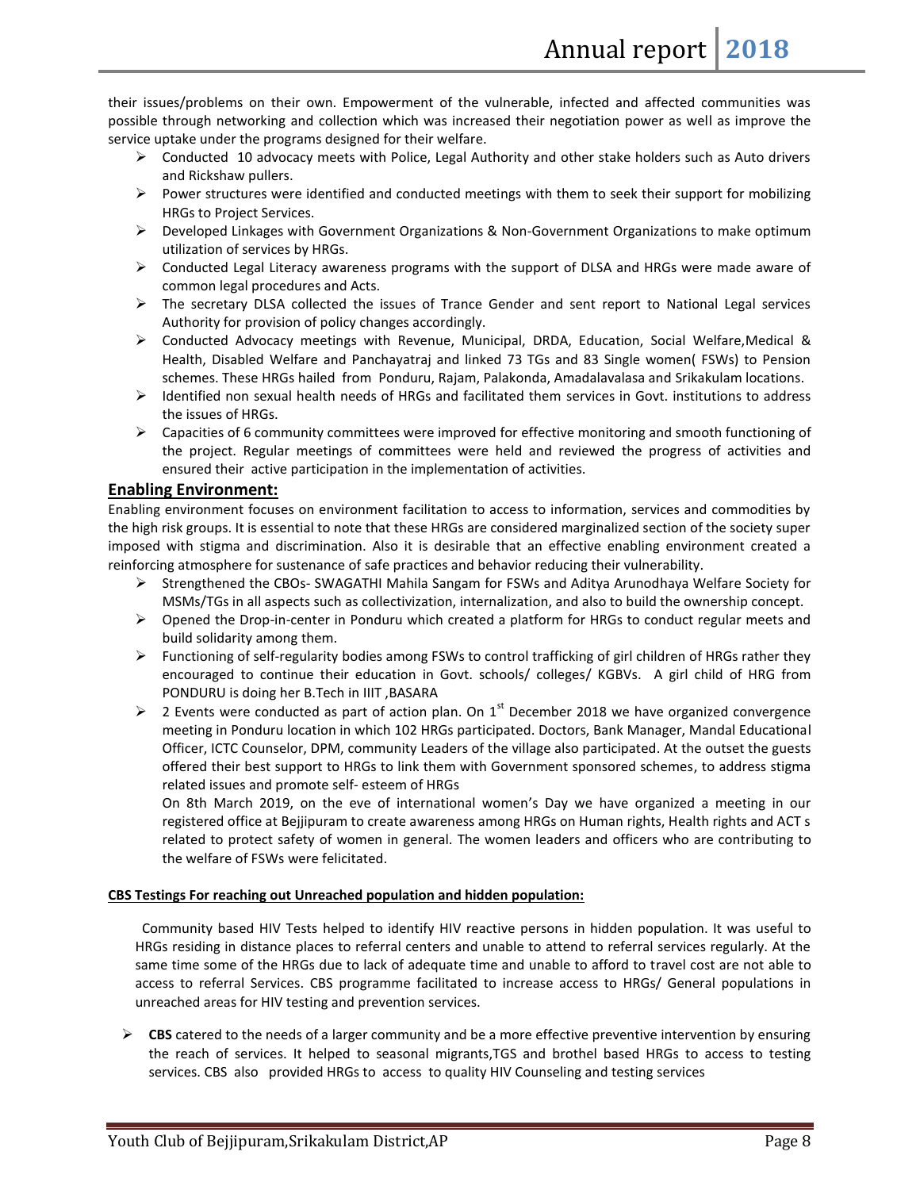their issues/problems on their own. Empowerment of the vulnerable, infected and affected communities was possible through networking and collection which was increased their negotiation power as well as improve the service uptake under the programs designed for their welfare.

- Conducted 10 advocacy meets with Police, Legal Authority and other stake holders such as Auto drivers and Rickshaw pullers.
- Power structures were identified and conducted meetings with them to seek their support for mobilizing HRGs to Project Services.
- Developed Linkages with Government Organizations & Non-Government Organizations to make optimum utilization of services by HRGs.
- Conducted Legal Literacy awareness programs with the support of DLSA and HRGs were made aware of common legal procedures and Acts.
- The secretary DLSA collected the issues of Trance Gender and sent report to National Legal services Authority for provision of policy changes accordingly.
- Conducted Advocacy meetings with Revenue, Municipal, DRDA, Education, Social Welfare,Medical & Health, Disabled Welfare and Panchayatraj and linked 73 TGs and 83 Single women( FSWs) to Pension schemes. These HRGs hailed from Ponduru, Rajam, Palakonda, Amadalavalasa and Srikakulam locations.
- Identified non sexual health needs of HRGs and facilitated them services in Govt. institutions to address the issues of HRGs.
- Capacities of 6 community committees were improved for effective monitoring and smooth functioning of the project. Regular meetings of committees were held and reviewed the progress of activities and ensured their active participation in the implementation of activities.

## Enabling Environment:

Enabling environment focuses on environment facilitation to access to information, services and commodities by the high risk groups. It is essential to note that these HRGs are considered marginalized section of the society super imposed with stigma and discrimination. Also it is desirable that an effective enabling environment created a reinforcing atmosphere for sustenance of safe practices and behavior reducing their vulnerability.

- Strengthened the CBOs- SWAGATHI Mahila Sangam for FSWs and Aditya Arunodhaya Welfare Society for MSMs/TGs in all aspects such as collectivization, internalization, and also to build the ownership concept.
- Opened the Drop-in-center in Ponduru which created a platform for HRGs to conduct regular meets and build solidarity among them.
- Functioning of self-regularity bodies among FSWs to control trafficking of girl children of HRGs rather they encouraged to continue their education in Govt. schools/ colleges/ KGBVs. A girl child of HRG from PONDURU is doing her B.Tech in IIIT ,BASARA
- 2 Events were conducted as part of action plan. On 1st December 2018 we have organized convergence meeting in Ponduru location in which 102 HRGs participated. Doctors, Bank Manager, Mandal Educational Officer, ICTC Counselor, DPM, community Leaders of the village also participated. At the outset the guests offered their best support to HRGs to link them with Government sponsored schemes, to address stigma related issues and promote self- esteem of HRGs

  On 8th March 2019, on the eve of international women's Day we have organized a meeting in our registered office at Bejjipuram to create awareness among HRGs on Human rights, Health rights and ACT s related to protect safety of women in general. The women leaders and officers who are contributing to the welfare of FSWs were felicitated.

**CBS Testings For reaching out Unreached population and hidden population:**

Community based HIV Tests helped to identify HIV reactive persons in hidden population. It was useful to HRGs residing in distance places to referral centers and unable to attend to referral services regularly. At the same time some of the HRGs due to lack of adequate time and unable to afford to travel cost are not able to access to referral Services. CBS programme facilitated to increase access to HRGs/ General populations in unreached areas for HIV testing and prevention services.

- **CBS** catered to the needs of a larger community and be a more effective preventive intervention by ensuring the reach of services. It helped to seasonal migrants,TGS and brothel based HRGs to access to testing services. CBS also provided HRGs to access to quality HIV Counseling and testing services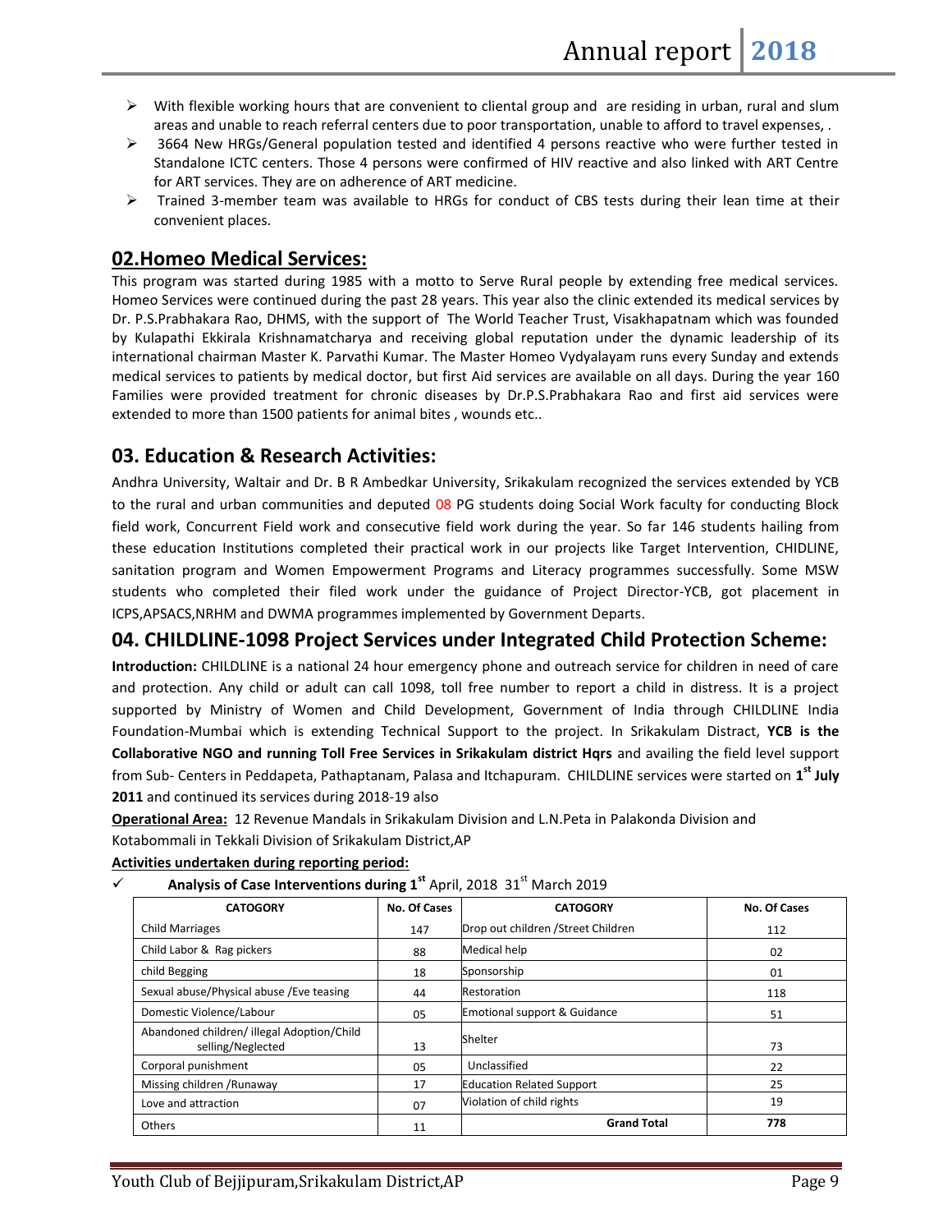- With flexible working hours that are convenient to cliental group and are residing in urban, rural and slum areas and unable to reach referral centers due to poor transportation, unable to afford to travel expenses, .
- 3664 New HRGs/General population tested and identified 4 persons reactive who were further tested in Standalone ICTC centers. Those 4 persons were confirmed of HIV reactive and also linked with ART Centre for ART services. They are on adherence of ART medicine.
- Trained 3-member team was available to HRGs for conduct of CBS tests during their lean time at their convenient places.

## 02.Homeo Medical Services:

This program was started during 1985 with a motto to Serve Rural people by extending free medical services. Homeo Services were continued during the past 28 years. This year also the clinic extended its medical services by Dr. P.S.Prabhakara Rao, DHMS, with the support of The World Teacher Trust, Visakhapatnam which was founded by Kulapathi Ekkirala Krishnamatcharya and receiving global reputation under the dynamic leadership of its international chairman Master K. Parvathi Kumar. The Master Homeo Vydyalayam runs every Sunday and extends medical services to patients by medical doctor, but first Aid services are available on all days. During the year 160 Families were provided treatment for chronic diseases by Dr.P.S.Prabhakara Rao and first aid services were extended to more than 1500 patients for animal bites , wounds etc..

## 03. Education & Research Activities:

Andhra University, Waltair and Dr. B R Ambedkar University, Srikakulam recognized the services extended by YCB to the rural and urban communities and deputed 08 PG students doing Social Work faculty for conducting Block field work, Concurrent Field work and consecutive field work during the year. So far 146 students hailing from these education Institutions completed their practical work in our projects like Target Intervention, CHIDLINE, sanitation program and Women Empowerment Programs and Literacy programmes successfully. Some MSW students who completed their filed work under the guidance of Project Director-YCB, got placement in ICPS,APSACS,NRHM and DWMA programmes implemented by Government Departs.

## 04. CHILDLINE-1098 Project Services under Integrated Child Protection Scheme:

**Introduction:** CHILDLINE is a national 24 hour emergency phone and outreach service for children in need of care and protection. Any child or adult can call 1098, toll free number to report a child in distress. It is a project supported by Ministry of Women and Child Development, Government of India through CHILDLINE India Foundation-Mumbai which is extending Technical Support to the project. In Srikakulam Distract, **YCB is the Collaborative NGO and running Toll Free Services in Srikakulam district Hqrs** and availing the field level support from Sub- Centers in Peddapeta, Pathaptanam, Palasa and Itchapuram. CHILDLINE services were started on **1st July 2011** and continued its services during 2018-19 also

**Operational Area:** 12 Revenue Mandals in Srikakulam Division and L.N.Peta in Palakonda Division and Kotabommali in Tekkali Division of Srikakulam District,AP

**Activities undertaken during reporting period:**

- ✓ **Analysis of Case Interventions during 1st** April, 2018 31st March 2019

| CATOGORY | No. Of Cases | CATOGORY | No. Of Cases |
|---|---|---|---|
| Child Marriages | 147 | Drop out children /Street Children | 112 |
| Child Labor & Rag pickers | 88 | Medical help | 02 |
| child Begging | 18 | Sponsorship | 01 |
| Sexual abuse/Physical abuse /Eve teasing | 44 | Restoration | 118 |
| Domestic Violence/Labour | 05 | Emotional support & Guidance | 51 |
| Abandoned children/ illegal Adoption/Child selling/Neglected | 13 | Shelter | 73 |
| Corporal punishment | 05 | Unclassified | 22 |
| Missing children /Runaway | 17 | Education Related Support | 25 |
| Love and attraction | 07 | Violation of child rights | 19 |
| Others | 11 | **Grand Total** | **778** |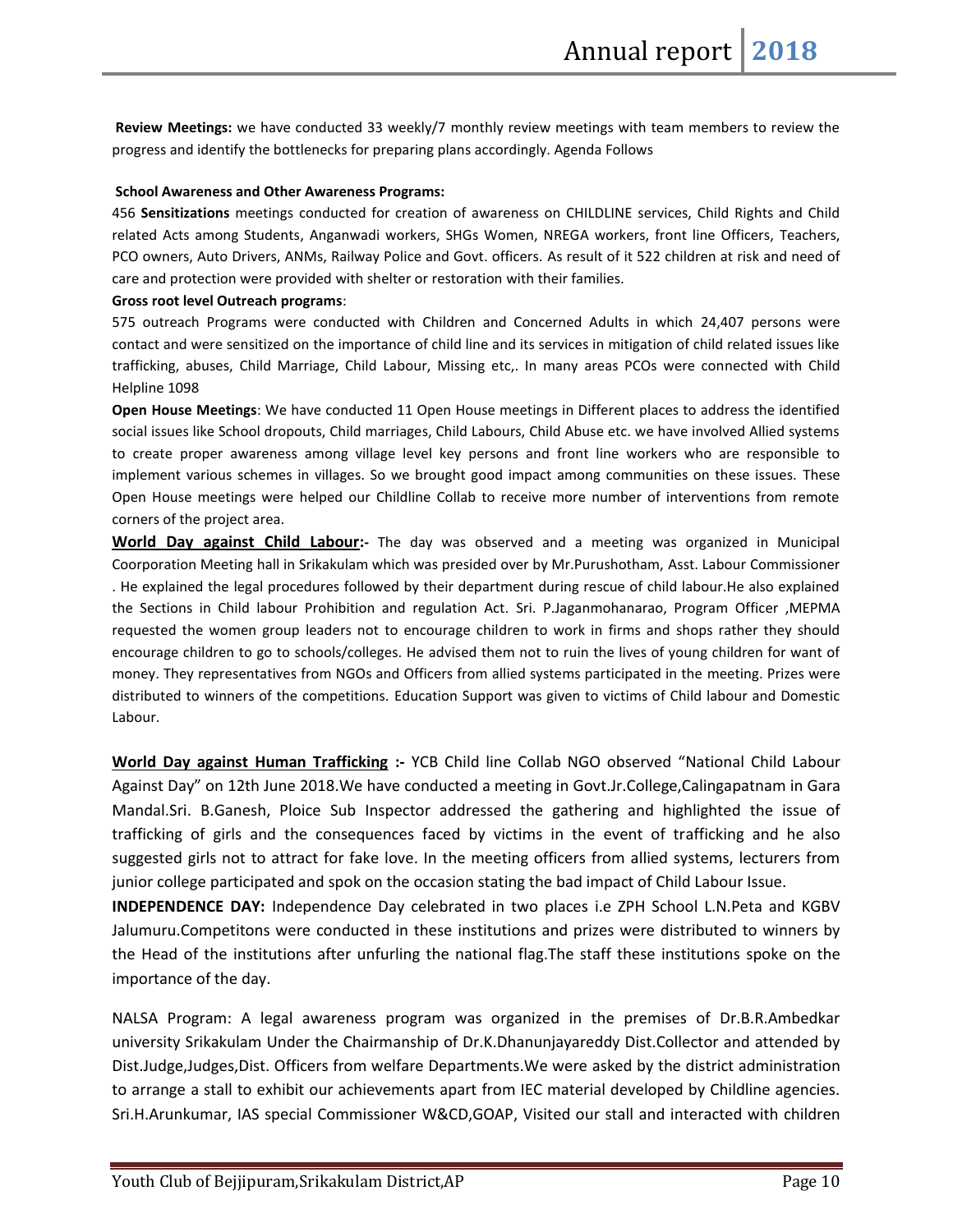**Review Meetings:** we have conducted 33 weekly/7 monthly review meetings with team members to review the progress and identify the bottlenecks for preparing plans accordingly. Agenda Follows

**School Awareness and Other Awareness Programs:**

456 **Sensitizations** meetings conducted for creation of awareness on CHILDLINE services, Child Rights and Child related Acts among Students, Anganwadi workers, SHGs Women, NREGA workers, front line Officers, Teachers, PCO owners, Auto Drivers, ANMs, Railway Police and Govt. officers. As result of it 522 children at risk and need of care and protection were provided with shelter or restoration with their families.

**Gross root level Outreach programs**:

575 outreach Programs were conducted with Children and Concerned Adults in which 24,407 persons were contact and were sensitized on the importance of child line and its services in mitigation of child related issues like trafficking, abuses, Child Marriage, Child Labour, Missing etc,. In many areas PCOs were connected with Child Helpline 1098

**Open House Meetings**: We have conducted 11 Open House meetings in Different places to address the identified social issues like School dropouts, Child marriages, Child Labours, Child Abuse etc. we have involved Allied systems to create proper awareness among village level key persons and front line workers who are responsible to implement various schemes in villages. So we brought good impact among communities on these issues. These Open House meetings were helped our Childline Collab to receive more number of interventions from remote corners of the project area.

**World Day against Child Labour:-** The day was observed and a meeting was organized in Municipal Coorporation Meeting hall in Srikakulam which was presided over by Mr.Purushotham, Asst. Labour Commissioner . He explained the legal procedures followed by their department during rescue of child labour.He also explained the Sections in Child labour Prohibition and regulation Act. Sri. P.Jaganmohanarao, Program Officer ,MEPMA requested the women group leaders not to encourage children to work in firms and shops rather they should encourage children to go to schools/colleges. He advised them not to ruin the lives of young children for want of money. They representatives from NGOs and Officers from allied systems participated in the meeting. Prizes were distributed to winners of the competitions. Education Support was given to victims of Child labour and Domestic Labour.

**World Day against Human Trafficking :-** YCB Child line Collab NGO observed "National Child Labour Against Day" on 12th June 2018.We have conducted a meeting in Govt.Jr.College,Calingapatnam in Gara Mandal.Sri. B.Ganesh, Ploice Sub Inspector addressed the gathering and highlighted the issue of trafficking of girls and the consequences faced by victims in the event of trafficking and he also suggested girls not to attract for fake love. In the meeting officers from allied systems, lecturers from junior college participated and spok on the occasion stating the bad impact of Child Labour Issue.

**INDEPENDENCE DAY:** Independence Day celebrated in two places i.e ZPH School L.N.Peta and KGBV Jalumuru.Competitons were conducted in these institutions and prizes were distributed to winners by the Head of the institutions after unfurling the national flag.The staff these institutions spoke on the importance of the day.

NALSA Program: A legal awareness program was organized in the premises of Dr.B.R.Ambedkar university Srikakulam Under the Chairmanship of Dr.K.Dhanunjayareddy Dist.Collector and attended by Dist.Judge,Judges,Dist. Officers from welfare Departments.We were asked by the district administration to arrange a stall to exhibit our achievements apart from IEC material developed by Childline agencies. Sri.H.Arunkumar, IAS special Commissioner W&CD,GOAP, Visited our stall and interacted with children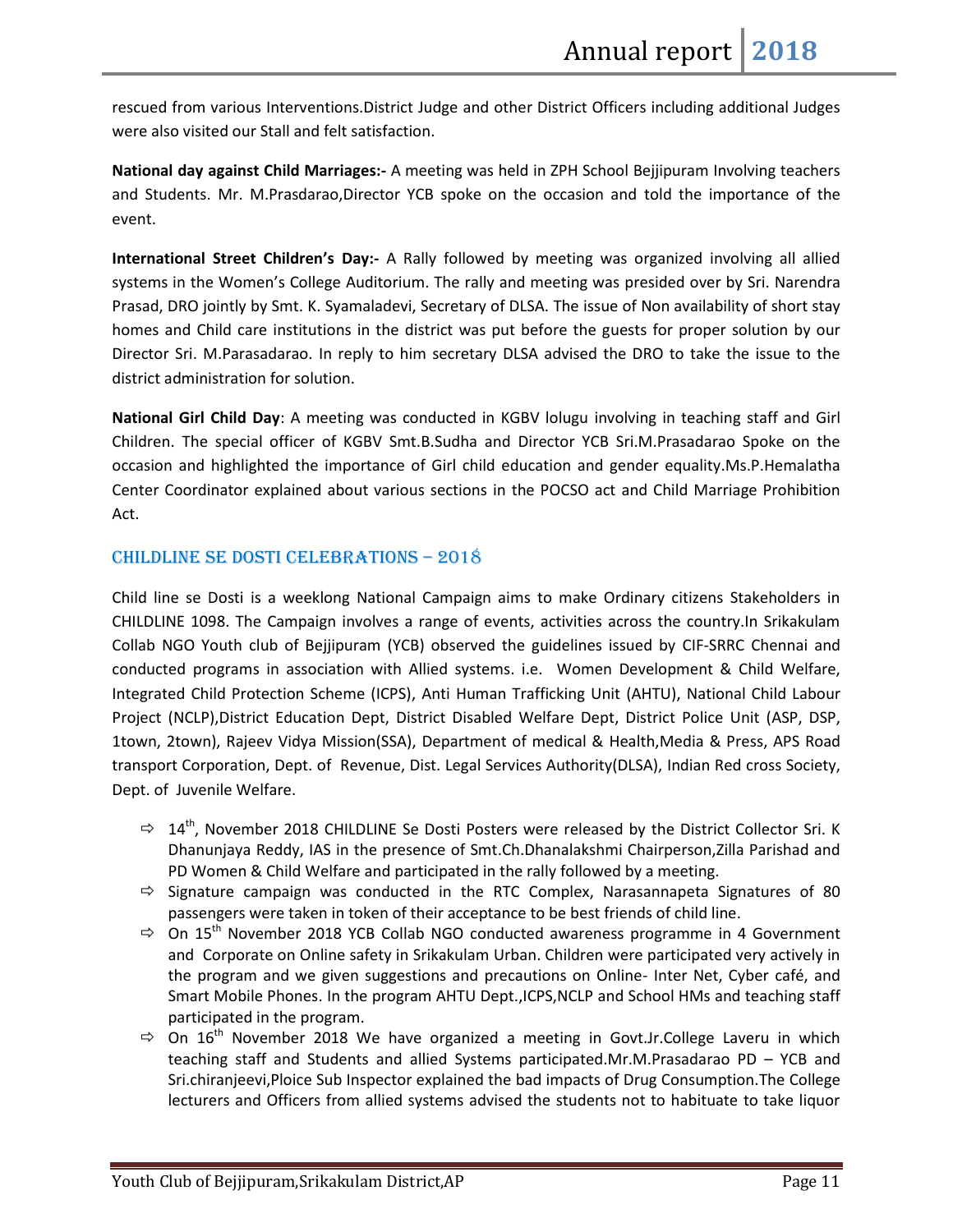rescued from various Interventions.District Judge and other District Officers including additional Judges were also visited our Stall and felt satisfaction.

**National day against Child Marriages:-** A meeting was held in ZPH School Bejjipuram Involving teachers and Students. Mr. M.Prasdarao,Director YCB spoke on the occasion and told the importance of the event.

**International Street Children's Day:-** A Rally followed by meeting was organized involving all allied systems in the Women's College Auditorium. The rally and meeting was presided over by Sri. Narendra Prasad, DRO jointly by Smt. K. Syamaladevi, Secretary of DLSA. The issue of Non availability of short stay homes and Child care institutions in the district was put before the guests for proper solution by our Director Sri. M.Parasadarao. In reply to him secretary DLSA advised the DRO to take the issue to the district administration for solution.

**National Girl Child Day**: A meeting was conducted in KGBV lolugu involving in teaching staff and Girl Children. The special officer of KGBV Smt.B.Sudha and Director YCB Sri.M.Prasadarao Spoke on the occasion and highlighted the importance of Girl child education and gender equality.Ms.P.Hemalatha Center Coordinator explained about various sections in the POCSO act and Child Marriage Prohibition Act.

## CHILDLINE SE DOSTI CELEBRATIONS – 2018

Child line se Dosti is a weeklong National Campaign aims to make Ordinary citizens Stakeholders in CHILDLINE 1098. The Campaign involves a range of events, activities across the country.In Srikakulam Collab NGO Youth club of Bejjipuram (YCB) observed the guidelines issued by CIF-SRRC Chennai and conducted programs in association with Allied systems. i.e. Women Development & Child Welfare, Integrated Child Protection Scheme (ICPS), Anti Human Trafficking Unit (AHTU), National Child Labour Project (NCLP),District Education Dept, District Disabled Welfare Dept, District Police Unit (ASP, DSP, 1town, 2town), Rajeev Vidya Mission(SSA), Department of medical & Health,Media & Press, APS Road transport Corporation, Dept. of Revenue, Dist. Legal Services Authority(DLSA), Indian Red cross Society, Dept. of Juvenile Welfare.

- 14th, November 2018 CHILDLINE Se Dosti Posters were released by the District Collector Sri. K Dhanunjaya Reddy, IAS in the presence of Smt.Ch.Dhanalakshmi Chairperson,Zilla Parishad and PD Women & Child Welfare and participated in the rally followed by a meeting.
- Signature campaign was conducted in the RTC Complex, Narasannapeta Signatures of 80 passengers were taken in token of their acceptance to be best friends of child line.
- On 15th November 2018 YCB Collab NGO conducted awareness programme in 4 Government and Corporate on Online safety in Srikakulam Urban. Children were participated very actively in the program and we given suggestions and precautions on Online- Inter Net, Cyber café, and Smart Mobile Phones. In the program AHTU Dept.,ICPS,NCLP and School HMs and teaching staff participated in the program.
- On 16th November 2018 We have organized a meeting in Govt.Jr.College Laveru in which teaching staff and Students and allied Systems participated.Mr.M.Prasadarao PD – YCB and Sri.chiranjeevi,Ploice Sub Inspector explained the bad impacts of Drug Consumption.The College lecturers and Officers from allied systems advised the students not to habituate to take liquor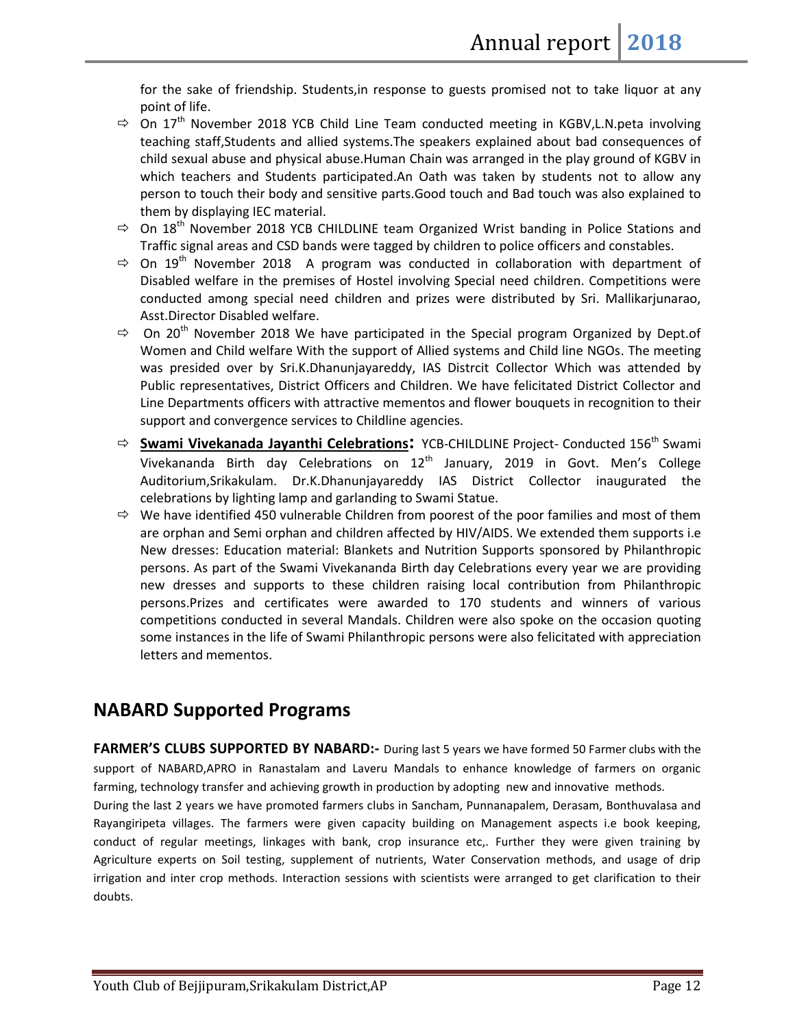for the sake of friendship. Students,in response to guests promised not to take liquor at any point of life.

- On 17th November 2018 YCB Child Line Team conducted meeting in KGBV,L.N.peta involving teaching staff,Students and allied systems.The speakers explained about bad consequences of child sexual abuse and physical abuse.Human Chain was arranged in the play ground of KGBV in which teachers and Students participated.An Oath was taken by students not to allow any person to touch their body and sensitive parts.Good touch and Bad touch was also explained to them by displaying IEC material.
- On 18th November 2018 YCB CHILDLINE team Organized Wrist banding in Police Stations and Traffic signal areas and CSD bands were tagged by children to police officers and constables.
- On 19th November 2018 A program was conducted in collaboration with department of Disabled welfare in the premises of Hostel involving Special need children. Competitions were conducted among special need children and prizes were distributed by Sri. Mallikarjunarao, Asst.Director Disabled welfare.
- On 20th November 2018 We have participated in the Special program Organized by Dept.of Women and Child welfare With the support of Allied systems and Child line NGOs. The meeting was presided over by Sri.K.Dhanunjayareddy, IAS Distrcit Collector Which was attended by Public representatives, District Officers and Children. We have felicitated District Collector and Line Departments officers with attractive mementos and flower bouquets in recognition to their support and convergence services to Childline agencies.
- **Swami Vivekanada Jayanthi Celebrations:** YCB-CHILDLINE Project- Conducted 156th Swami Vivekananda Birth day Celebrations on 12th January, 2019 in Govt. Men's College Auditorium,Srikakulam. Dr.K.Dhanunjayareddy IAS District Collector inaugurated the celebrations by lighting lamp and garlanding to Swami Statue.
- We have identified 450 vulnerable Children from poorest of the poor families and most of them are orphan and Semi orphan and children affected by HIV/AIDS. We extended them supports i.e New dresses: Education material: Blankets and Nutrition Supports sponsored by Philanthropic persons. As part of the Swami Vivekananda Birth day Celebrations every year we are providing new dresses and supports to these children raising local contribution from Philanthropic persons.Prizes and certificates were awarded to 170 students and winners of various competitions conducted in several Mandals. Children were also spoke on the occasion quoting some instances in the life of Swami Philanthropic persons were also felicitated with appreciation letters and mementos.

## NABARD Supported Programs

**FARMER'S CLUBS SUPPORTED BY NABARD:-** During last 5 years we have formed 50 Farmer clubs with the support of NABARD,APRO in Ranastalam and Laveru Mandals to enhance knowledge of farmers on organic farming, technology transfer and achieving growth in production by adopting new and innovative methods.

During the last 2 years we have promoted farmers clubs in Sancham, Punnanapalem, Derasam, Bonthuvalasa and Rayangiripeta villages. The farmers were given capacity building on Management aspects i.e book keeping, conduct of regular meetings, linkages with bank, crop insurance etc,. Further they were given training by Agriculture experts on Soil testing, supplement of nutrients, Water Conservation methods, and usage of drip irrigation and inter crop methods. Interaction sessions with scientists were arranged to get clarification to their doubts.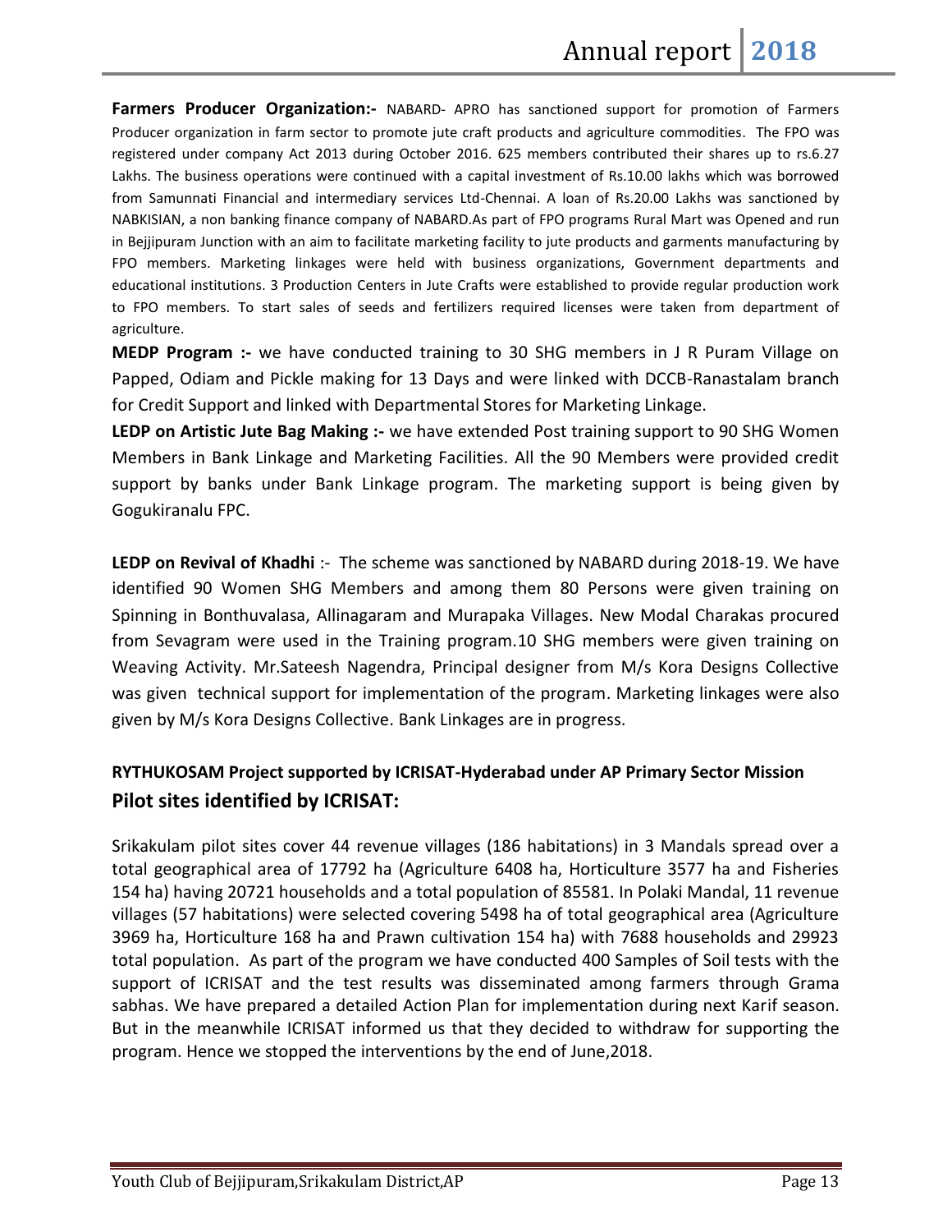**Farmers Producer Organization:-** NABARD- APRO has sanctioned support for promotion of Farmers Producer organization in farm sector to promote jute craft products and agriculture commodities. The FPO was registered under company Act 2013 during October 2016. 625 members contributed their shares up to rs.6.27 Lakhs. The business operations were continued with a capital investment of Rs.10.00 lakhs which was borrowed from Samunnati Financial and intermediary services Ltd-Chennai. A loan of Rs.20.00 Lakhs was sanctioned by NABKISIAN, a non banking finance company of NABARD.As part of FPO programs Rural Mart was Opened and run in Bejjipuram Junction with an aim to facilitate marketing facility to jute products and garments manufacturing by FPO members. Marketing linkages were held with business organizations, Government departments and educational institutions. 3 Production Centers in Jute Crafts were established to provide regular production work to FPO members. To start sales of seeds and fertilizers required licenses were taken from department of agriculture.

**MEDP Program :-** we have conducted training to 30 SHG members in J R Puram Village on Papped, Odiam and Pickle making for 13 Days and were linked with DCCB-Ranastalam branch for Credit Support and linked with Departmental Stores for Marketing Linkage.

**LEDP on Artistic Jute Bag Making :-** we have extended Post training support to 90 SHG Women Members in Bank Linkage and Marketing Facilities. All the 90 Members were provided credit support by banks under Bank Linkage program. The marketing support is being given by Gogukiranalu FPC.

**LEDP on Revival of Khadhi** :- The scheme was sanctioned by NABARD during 2018-19. We have identified 90 Women SHG Members and among them 80 Persons were given training on Spinning in Bonthuvalasa, Allinagaram and Murapaka Villages. New Modal Charakas procured from Sevagram were used in the Training program.10 SHG members were given training on Weaving Activity. Mr.Sateesh Nagendra, Principal designer from M/s Kora Designs Collective was given technical support for implementation of the program. Marketing linkages were also given by M/s Kora Designs Collective. Bank Linkages are in progress.

### RYTHUKOSAM Project supported by ICRISAT-Hyderabad under AP Primary Sector Mission

## Pilot sites identified by ICRISAT:

Srikakulam pilot sites cover 44 revenue villages (186 habitations) in 3 Mandals spread over a total geographical area of 17792 ha (Agriculture 6408 ha, Horticulture 3577 ha and Fisheries 154 ha) having 20721 households and a total population of 85581. In Polaki Mandal, 11 revenue villages (57 habitations) were selected covering 5498 ha of total geographical area (Agriculture 3969 ha, Horticulture 168 ha and Prawn cultivation 154 ha) with 7688 households and 29923 total population. As part of the program we have conducted 400 Samples of Soil tests with the support of ICRISAT and the test results was disseminated among farmers through Grama sabhas. We have prepared a detailed Action Plan for implementation during next Karif season. But in the meanwhile ICRISAT informed us that they decided to withdraw for supporting the program. Hence we stopped the interventions by the end of June,2018.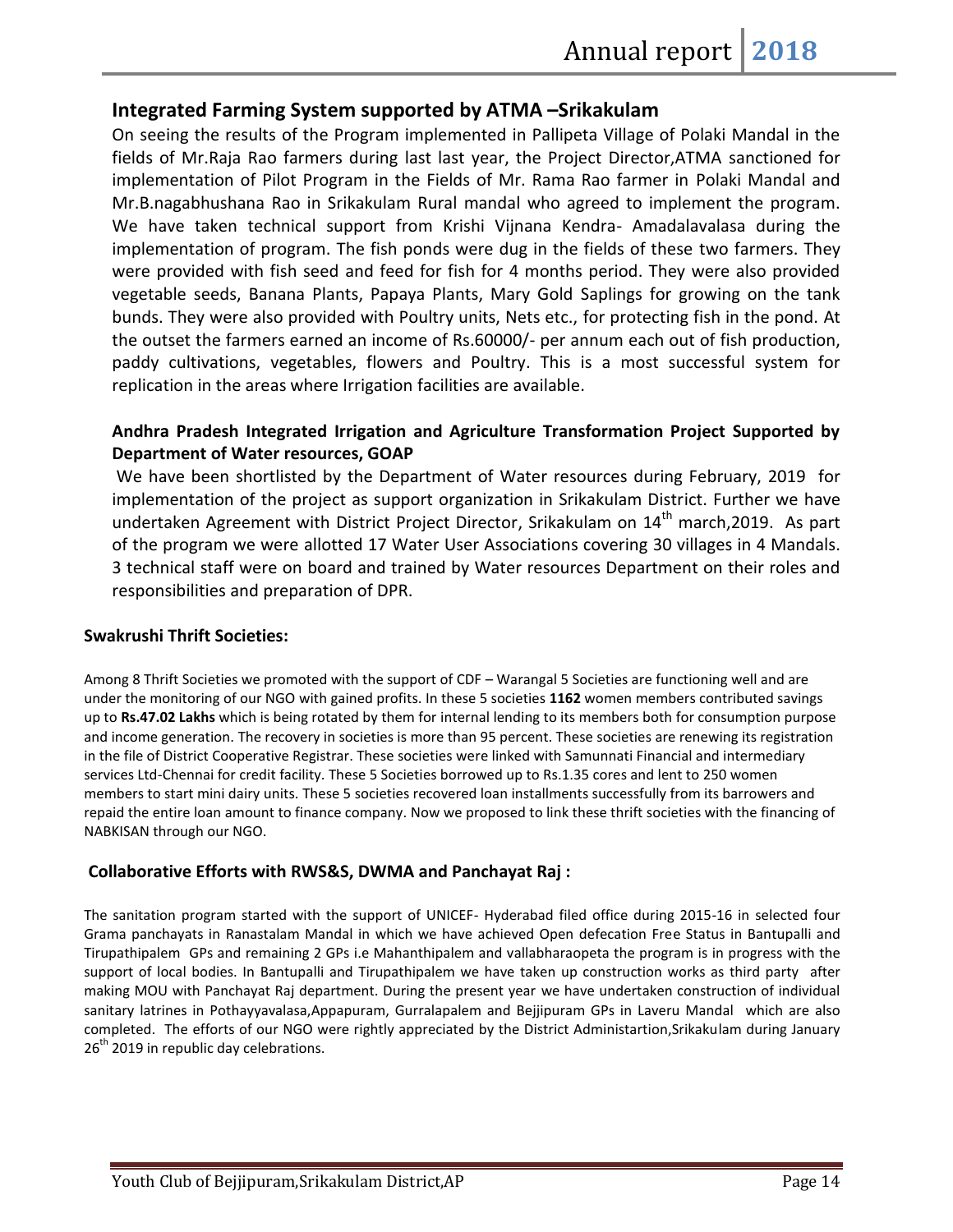## Integrated Farming System supported by ATMA –Srikakulam

On seeing the results of the Program implemented in Pallipeta Village of Polaki Mandal in the fields of Mr.Raja Rao farmers during last last year, the Project Director,ATMA sanctioned for implementation of Pilot Program in the Fields of Mr. Rama Rao farmer in Polaki Mandal and Mr.B.nagabhushana Rao in Srikakulam Rural mandal who agreed to implement the program. We have taken technical support from Krishi Vijnana Kendra- Amadalavalasa during the implementation of program. The fish ponds were dug in the fields of these two farmers. They were provided with fish seed and feed for fish for 4 months period. They were also provided vegetable seeds, Banana Plants, Papaya Plants, Mary Gold Saplings for growing on the tank bunds. They were also provided with Poultry units, Nets etc., for protecting fish in the pond. At the outset the farmers earned an income of Rs.60000/- per annum each out of fish production, paddy cultivations, vegetables, flowers and Poultry. This is a most successful system for replication in the areas where Irrigation facilities are available.

### Andhra Pradesh Integrated Irrigation and Agriculture Transformation Project Supported by Department of Water resources, GOAP

We have been shortlisted by the Department of Water resources during February, 2019 for implementation of the project as support organization in Srikakulam District. Further we have undertaken Agreement with District Project Director, Srikakulam on 14th march,2019. As part of the program we were allotted 17 Water User Associations covering 30 villages in 4 Mandals. 3 technical staff were on board and trained by Water resources Department on their roles and responsibilities and preparation of DPR.

### Swakrushi Thrift Societies:

Among 8 Thrift Societies we promoted with the support of CDF – Warangal 5 Societies are functioning well and are under the monitoring of our NGO with gained profits. In these 5 societies **1162** women members contributed savings up to **Rs.47.02 Lakhs** which is being rotated by them for internal lending to its members both for consumption purpose and income generation. The recovery in societies is more than 95 percent. These societies are renewing its registration in the file of District Cooperative Registrar. These societies were linked with Samunnati Financial and intermediary services Ltd-Chennai for credit facility. These 5 Societies borrowed up to Rs.1.35 cores and lent to 250 women members to start mini dairy units. These 5 societies recovered loan installments successfully from its barrowers and repaid the entire loan amount to finance company. Now we proposed to link these thrift societies with the financing of NABKISAN through our NGO.

### Collaborative Efforts with RWS&S, DWMA and Panchayat Raj :

The sanitation program started with the support of UNICEF- Hyderabad filed office during 2015-16 in selected four Grama panchayats in Ranastalam Mandal in which we have achieved Open defecation Free Status in Bantupalli and Tirupathipalem GPs and remaining 2 GPs i.e Mahanthipalem and vallabharaopeta the program is in progress with the support of local bodies. In Bantupalli and Tirupathipalem we have taken up construction works as third party after making MOU with Panchayat Raj department. During the present year we have undertaken construction of individual sanitary latrines in Pothayyavalasa,Appapuram, Gurralapalem and Bejjipuram GPs in Laveru Mandal which are also completed. The efforts of our NGO were rightly appreciated by the District Administartion,Srikakulam during January 26th 2019 in republic day celebrations.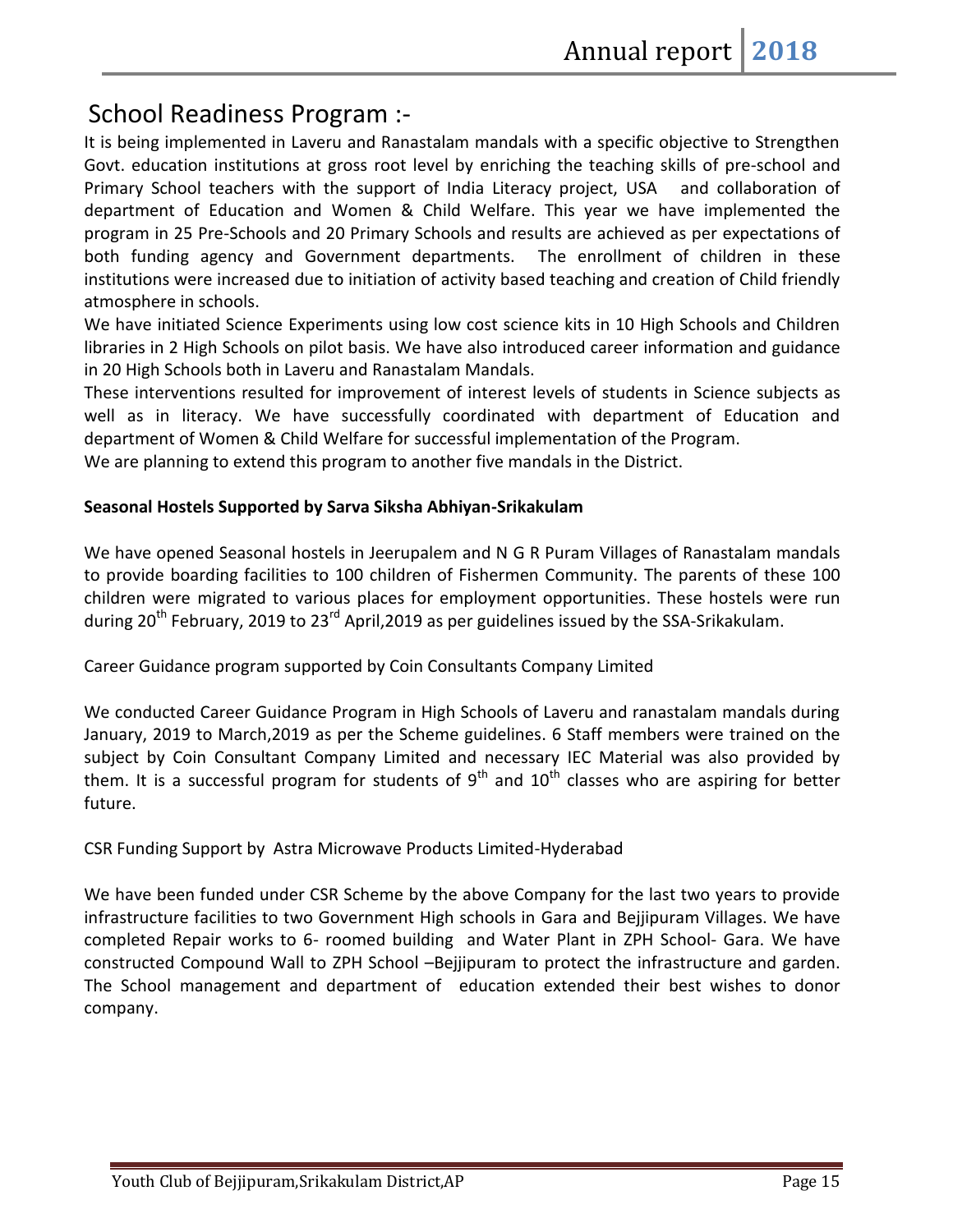## School Readiness Program :-

It is being implemented in Laveru and Ranastalam mandals with a specific objective to Strengthen Govt. education institutions at gross root level by enriching the teaching skills of pre-school and Primary School teachers with the support of India Literacy project, USA and collaboration of department of Education and Women & Child Welfare. This year we have implemented the program in 25 Pre-Schools and 20 Primary Schools and results are achieved as per expectations of both funding agency and Government departments. The enrollment of children in these institutions were increased due to initiation of activity based teaching and creation of Child friendly atmosphere in schools.

We have initiated Science Experiments using low cost science kits in 10 High Schools and Children libraries in 2 High Schools on pilot basis. We have also introduced career information and guidance in 20 High Schools both in Laveru and Ranastalam Mandals.

These interventions resulted for improvement of interest levels of students in Science subjects as well as in literacy. We have successfully coordinated with department of Education and department of Women & Child Welfare for successful implementation of the Program.

We are planning to extend this program to another five mandals in the District.

**Seasonal Hostels Supported by Sarva Siksha Abhiyan-Srikakulam**

We have opened Seasonal hostels in Jeerupalem and N G R Puram Villages of Ranastalam mandals to provide boarding facilities to 100 children of Fishermen Community. The parents of these 100 children were migrated to various places for employment opportunities. These hostels were run during 20th February, 2019 to 23rd April,2019 as per guidelines issued by the SSA-Srikakulam.

Career Guidance program supported by Coin Consultants Company Limited

We conducted Career Guidance Program in High Schools of Laveru and ranastalam mandals during January, 2019 to March,2019 as per the Scheme guidelines. 6 Staff members were trained on the subject by Coin Consultant Company Limited and necessary IEC Material was also provided by them. It is a successful program for students of 9th and 10th classes who are aspiring for better future.

CSR Funding Support by Astra Microwave Products Limited-Hyderabad

We have been funded under CSR Scheme by the above Company for the last two years to provide infrastructure facilities to two Government High schools in Gara and Bejjipuram Villages. We have completed Repair works to 6- roomed building and Water Plant in ZPH School- Gara. We have constructed Compound Wall to ZPH School –Bejjipuram to protect the infrastructure and garden. The School management and department of education extended their best wishes to donor company.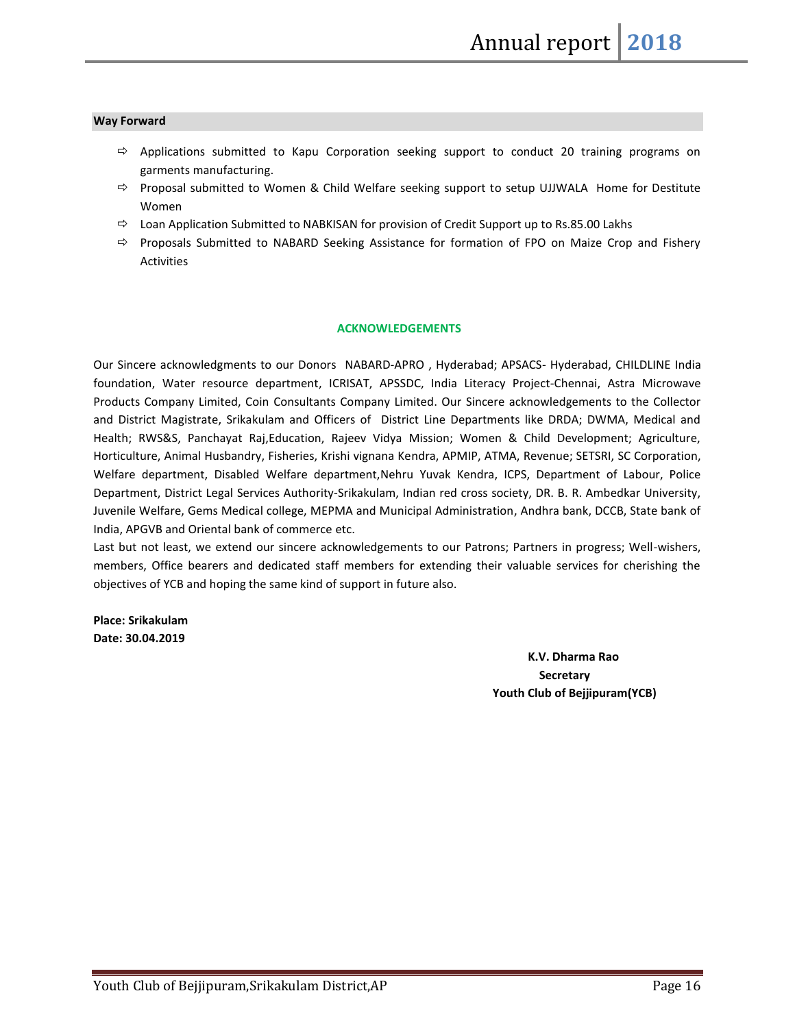## Way Forward

- Applications submitted to Kapu Corporation seeking support to conduct 20 training programs on garments manufacturing.
- Proposal submitted to Women & Child Welfare seeking support to setup UJJWALA Home for Destitute Women
- Loan Application Submitted to NABKISAN for provision of Credit Support up to Rs.85.00 Lakhs
- Proposals Submitted to NABARD Seeking Assistance for formation of FPO on Maize Crop and Fishery Activities

## ACKNOWLEDGEMENTS

Our Sincere acknowledgments to our Donors NABARD-APRO , Hyderabad; APSACS- Hyderabad, CHILDLINE India foundation, Water resource department, ICRISAT, APSSDC, India Literacy Project-Chennai, Astra Microwave Products Company Limited, Coin Consultants Company Limited. Our Sincere acknowledgements to the Collector and District Magistrate, Srikakulam and Officers of District Line Departments like DRDA; DWMA, Medical and Health; RWS&S, Panchayat Raj,Education, Rajeev Vidya Mission; Women & Child Development; Agriculture, Horticulture, Animal Husbandry, Fisheries, Krishi vignana Kendra, APMIP, ATMA, Revenue; SETSRI, SC Corporation, Welfare department, Disabled Welfare department,Nehru Yuvak Kendra, ICPS, Department of Labour, Police Department, District Legal Services Authority-Srikakulam, Indian red cross society, DR. B. R. Ambedkar University, Juvenile Welfare, Gems Medical college, MEPMA and Municipal Administration, Andhra bank, DCCB, State bank of India, APGVB and Oriental bank of commerce etc.

Last but not least, we extend our sincere acknowledgements to our Patrons; Partners in progress; Well-wishers, members, Office bearers and dedicated staff members for extending their valuable services for cherishing the objectives of YCB and hoping the same kind of support in future also.

**Place: Srikakulam**
**Date: 30.04.2019**

**K.V. Dharma Rao**
**Secretary**
**Youth Club of Bejjipuram(YCB)**